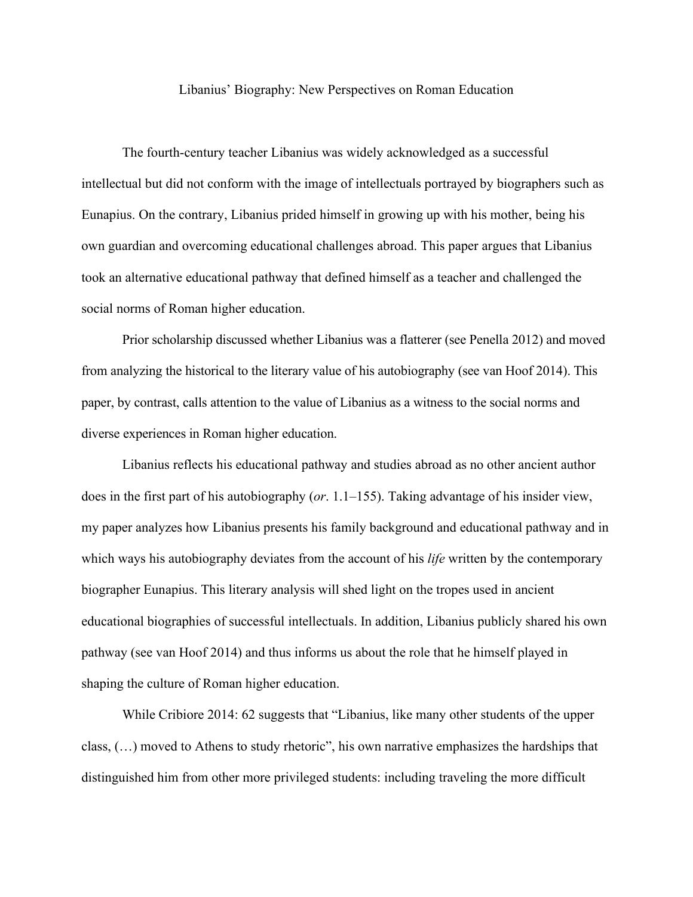# Libanius' Biography: New Perspectives on Roman Education

The fourth-century teacher Libanius was widely acknowledged as a successful intellectual but did not conform with the image of intellectuals portrayed by biographers such as Eunapius. On the contrary, Libanius prided himself in growing up with his mother, being his own guardian and overcoming educational challenges abroad. This paper argues that Libanius took an alternative educational pathway that defined himself as a teacher and challenged the social norms of Roman higher education.

Prior scholarship discussed whether Libanius was a flatterer (see Penella 2012) and moved from analyzing the historical to the literary value of his autobiography (see van Hoof 2014). This paper, by contrast, calls attention to the value of Libanius as a witness to the social norms and diverse experiences in Roman higher education.

Libanius reflects his educational pathway and studies abroad as no other ancient author does in the first part of his autobiography (*or.* 1.1–155). Taking advantage of his insider view, my paper analyzes how Libanius presents his family background and educational pathway and in which ways his autobiography deviates from the account of his *life* written by the contemporary biographer Eunapius. This literary analysis will shed light on the tropes used in ancient educational biographies of successful intellectuals. In addition, Libanius publicly shared his own pathway (see van Hoof 2014) and thus informs us about the role that he himself played in shaping the culture of Roman higher education.

While Cribiore 2014: 62 suggests that "Libanius, like many other students of the upper class, (…) moved to Athens to study rhetoric", his own narrative emphasizes the hardships that distinguished him from other more privileged students: including traveling the more difficult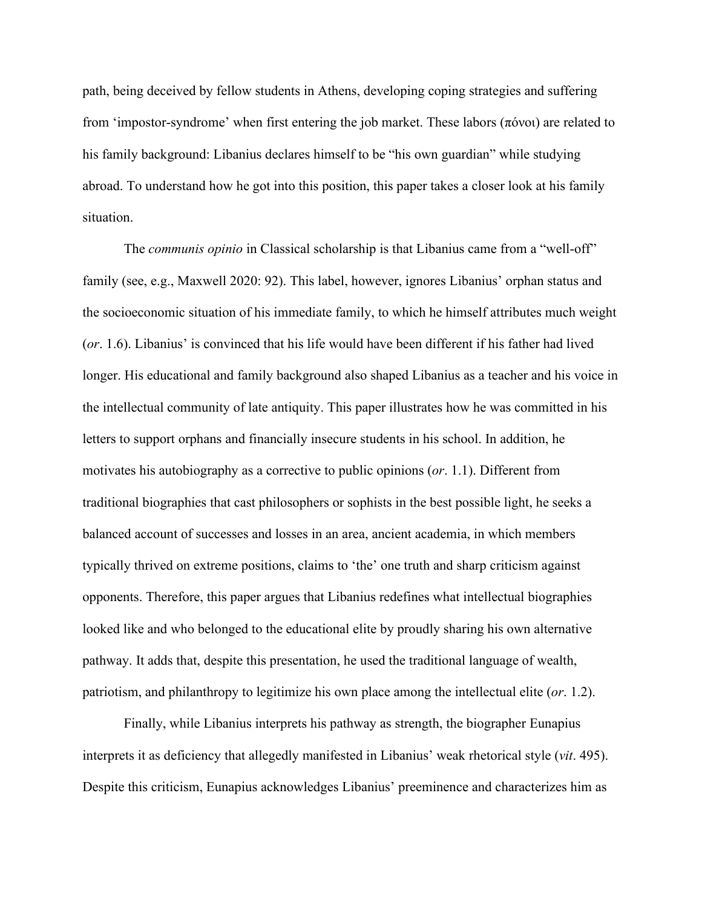path, being deceived by fellow students in Athens, developing coping strategies and suffering from 'impostor-syndrome' when first entering the job market. These labors (πόνοι) are related to his family background: Libanius declares himself to be "his own guardian" while studying abroad. To understand how he got into this position, this paper takes a closer look at his family situation.

The *communis opinio* in Classical scholarship is that Libanius came from a "well-off" family (see, e.g., Maxwell 2020: 92). This label, however, ignores Libanius' orphan status and the socioeconomic situation of his immediate family, to which he himself attributes much weight (*or*. 1.6). Libanius' is convinced that his life would have been different if his father had lived longer. His educational and family background also shaped Libanius as a teacher and his voice in the intellectual community of late antiquity. This paper illustrates how he was committed in his letters to support orphans and financially insecure students in his school. In addition, he motivates his autobiography as a corrective to public opinions (*or*. 1.1). Different from traditional biographies that cast philosophers or sophists in the best possible light, he seeks a balanced account of successes and losses in an area, ancient academia, in which members typically thrived on extreme positions, claims to 'the' one truth and sharp criticism against opponents. Therefore, this paper argues that Libanius redefines what intellectual biographies looked like and who belonged to the educational elite by proudly sharing his own alternative pathway. It adds that, despite this presentation, he used the traditional language of wealth, patriotism, and philanthropy to legitimize his own place among the intellectual elite (*or*. 1.2).

Finally, while Libanius interprets his pathway as strength, the biographer Eunapius interprets it as deficiency that allegedly manifested in Libanius' weak rhetorical style (*vit*. 495). Despite this criticism, Eunapius acknowledges Libanius' preeminence and characterizes him as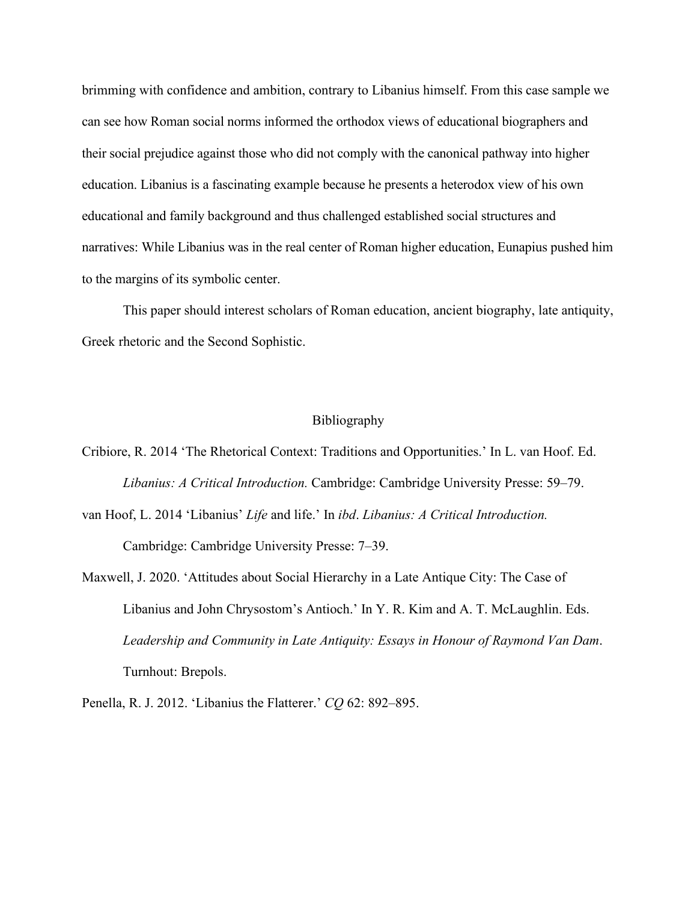brimming with confidence and ambition, contrary to Libanius himself. From this case sample we can see how Roman social norms informed the orthodox views of educational biographers and their social prejudice against those who did not comply with the canonical pathway into higher education. Libanius is a fascinating example because he presents a heterodox view of his own educational and family background and thus challenged established social structures and narratives: While Libanius was in the real center of Roman higher education, Eunapius pushed him to the margins of its symbolic center.

This paper should interest scholars of Roman education, ancient biography, late antiquity, Greek rhetoric and the Second Sophistic.

## Bibliography

Cribiore, R. 2014 'The Rhetorical Context: Traditions and Opportunities.' In L. van Hoof. Ed. *Libanius: A Critical Introduction.* Cambridge: Cambridge University Presse: 59–79.

van Hoof, L. 2014 'Libanius' *Life* and life.' In *ibd*. *Libanius: A Critical Introduction.* Cambridge: Cambridge University Presse: 7–39.

Maxwell, J. 2020. 'Attitudes about Social Hierarchy in a Late Antique City: The Case of Libanius and John Chrysostom's Antioch.' In Y. R. Kim and A. T. McLaughlin. Eds. *Leadership and Community in Late Antiquity: Essays in Honour of Raymond Van Dam*. Turnhout: Brepols.

Penella, R. J. 2012. 'Libanius the Flatterer.' *CQ* 62: 892–895.